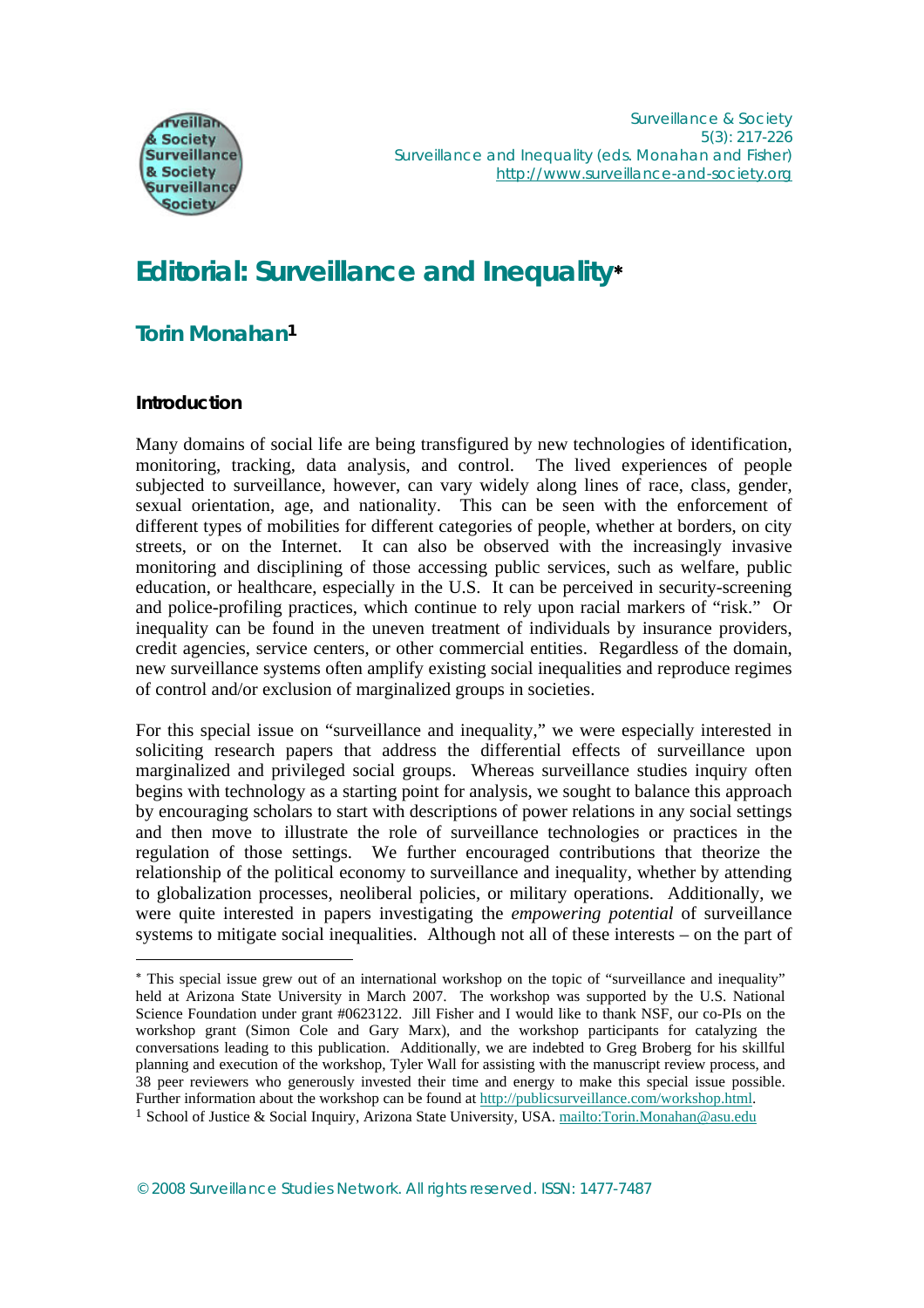# Editorial: Surveillance and Inequality*

## Torin Monahan[1]

### Introduction

Many domains of social life are being transfigured by new technologies of identification, monitoring, tracking, data analysis, and control. The lived experiences of people subjected to surveillance, however, can vary widely along lines of race, class, gender, sexual orientation, age, and nationality. This can be seen with the enforcement of different types of mobilities for different categories of people, whether at borders, on city streets, or on the Internet. It can also be observed with the increasingly invasive monitoring and disciplining of those accessing public services, such as welfare, public education, or healthcare, especially in the U.S. It can be perceived in security-screening and police-profiling practices, which continue to rely upon racial markers of "risk." Or inequality can be found in the uneven treatment of individuals by insurance providers, credit agencies, service centers, or other commercial entities. Regardless of the domain, new surveillance systems often amplify existing social inequalities and reproduce regimes of control and/or exclusion of marginalized groups in societies.

For this special issue on "surveillance and inequality," we were especially interested in soliciting research papers that address the differential effects of surveillance upon marginalized and privileged social groups. Whereas surveillance studies inquiry often begins with technology as a starting point for analysis, we sought to balance this approach by encouraging scholars to start with descriptions of power relations in any social settings and then move to illustrate the role of surveillance technologies or practices in the regulation of those settings. We further encouraged contributions that theorize the relationship of the political economy to surveillance and inequality, whether by attending to globalization processes, neoliberal policies, or military operations. Additionally, we were quite interested in papers investigating the *empowering potential* of surveillance systems to mitigate social inequalities. Although not all of these interests – on the part of

---

* This special issue grew out of an international workshop on the topic of "surveillance and inequality" held at Arizona State University in March 2007. The workshop was supported by the U.S. National Science Foundation under grant #0623122. Jill Fisher and I would like to thank NSF, our co-PIs on the workshop grant (Simon Cole and Gary Marx), and the workshop participants for catalyzing the conversations leading to this publication. Additionally, we are indebted to Greg Broberg for his skillful planning and execution of the workshop, Tyler Wall for assisting with the manuscript review process, and 38 peer reviewers who generously invested their time and energy to make this special issue possible. Further information about the workshop can be found at http://publicsurveillance.com/workshop.html.

[1] School of Justice & Social Inquiry, Arizona State University, USA. mailto:Torin.Monahan@asu.edu

© 2008 Surveillance Studies Network. All rights reserved. ISSN: 1477-7487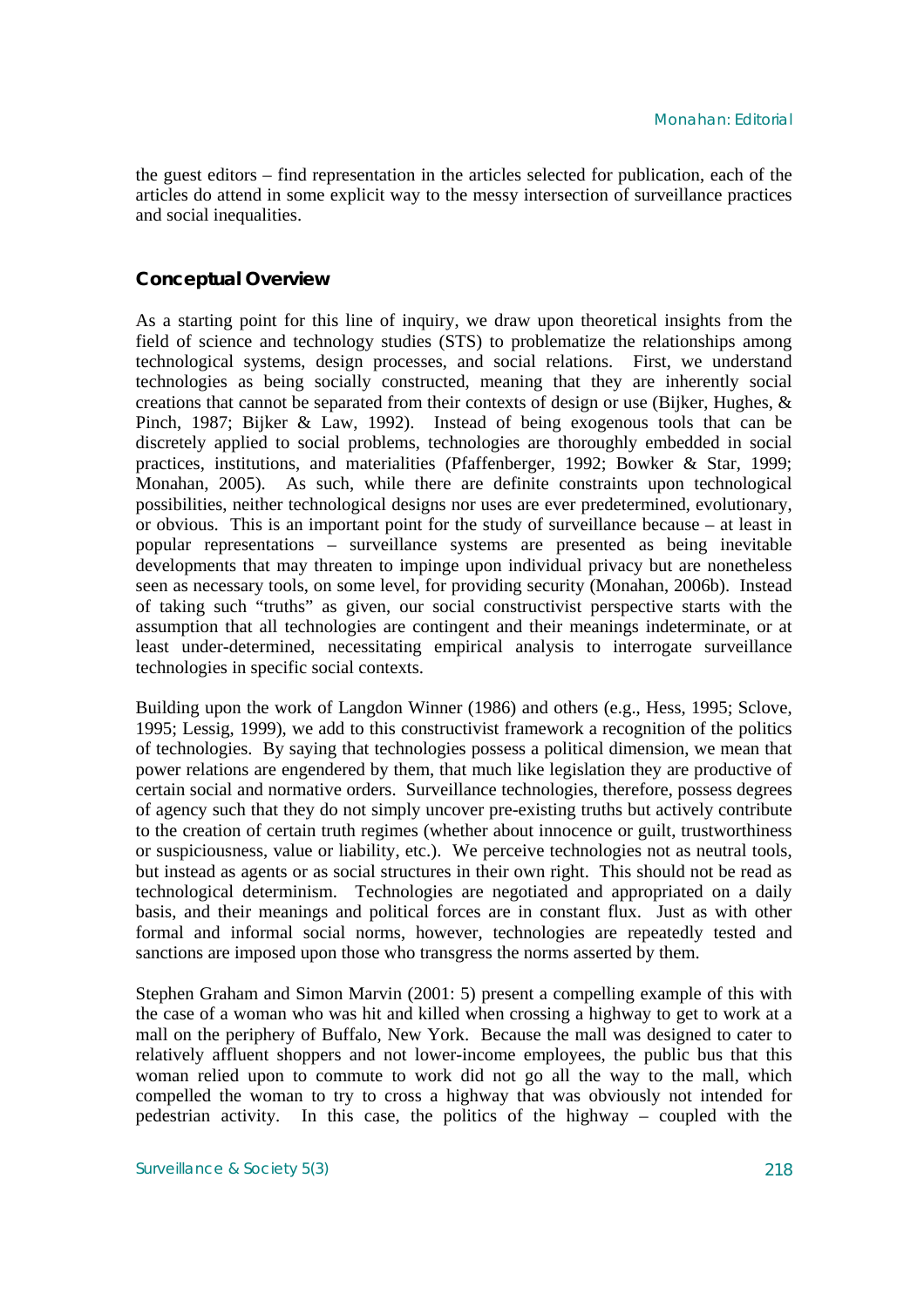the guest editors – find representation in the articles selected for publication, each of the articles do attend in some explicit way to the messy intersection of surveillance practices and social inequalities.

## Conceptual Overview

As a starting point for this line of inquiry, we draw upon theoretical insights from the field of science and technology studies (STS) to problematize the relationships among technological systems, design processes, and social relations. First, we understand technologies as being socially constructed, meaning that they are inherently social creations that cannot be separated from their contexts of design or use (Bijker, Hughes, & Pinch, 1987; Bijker & Law, 1992). Instead of being exogenous tools that can be discretely applied to social problems, technologies are thoroughly embedded in social practices, institutions, and materialities (Pfaffenberger, 1992; Bowker & Star, 1999; Monahan, 2005). As such, while there are definite constraints upon technological possibilities, neither technological designs nor uses are ever predetermined, evolutionary, or obvious. This is an important point for the study of surveillance because – at least in popular representations – surveillance systems are presented as being inevitable developments that may threaten to impinge upon individual privacy but are nonetheless seen as necessary tools, on some level, for providing security (Monahan, 2006b). Instead of taking such "truths" as given, our social constructivist perspective starts with the assumption that all technologies are contingent and their meanings indeterminate, or at least under-determined, necessitating empirical analysis to interrogate surveillance technologies in specific social contexts.

Building upon the work of Langdon Winner (1986) and others (e.g., Hess, 1995; Sclove, 1995; Lessig, 1999), we add to this constructivist framework a recognition of the politics of technologies. By saying that technologies possess a political dimension, we mean that power relations are engendered by them, that much like legislation they are productive of certain social and normative orders. Surveillance technologies, therefore, possess degrees of agency such that they do not simply uncover pre-existing truths but actively contribute to the creation of certain truth regimes (whether about innocence or guilt, trustworthiness or suspiciousness, value or liability, etc.). We perceive technologies not as neutral tools, but instead as agents or as social structures in their own right. This should not be read as technological determinism. Technologies are negotiated and appropriated on a daily basis, and their meanings and political forces are in constant flux. Just as with other formal and informal social norms, however, technologies are repeatedly tested and sanctions are imposed upon those who transgress the norms asserted by them.

Stephen Graham and Simon Marvin (2001: 5) present a compelling example of this with the case of a woman who was hit and killed when crossing a highway to get to work at a mall on the periphery of Buffalo, New York. Because the mall was designed to cater to relatively affluent shoppers and not lower-income employees, the public bus that this woman relied upon to commute to work did not go all the way to the mall, which compelled the woman to try to cross a highway that was obviously not intended for pedestrian activity. In this case, the politics of the highway – coupled with the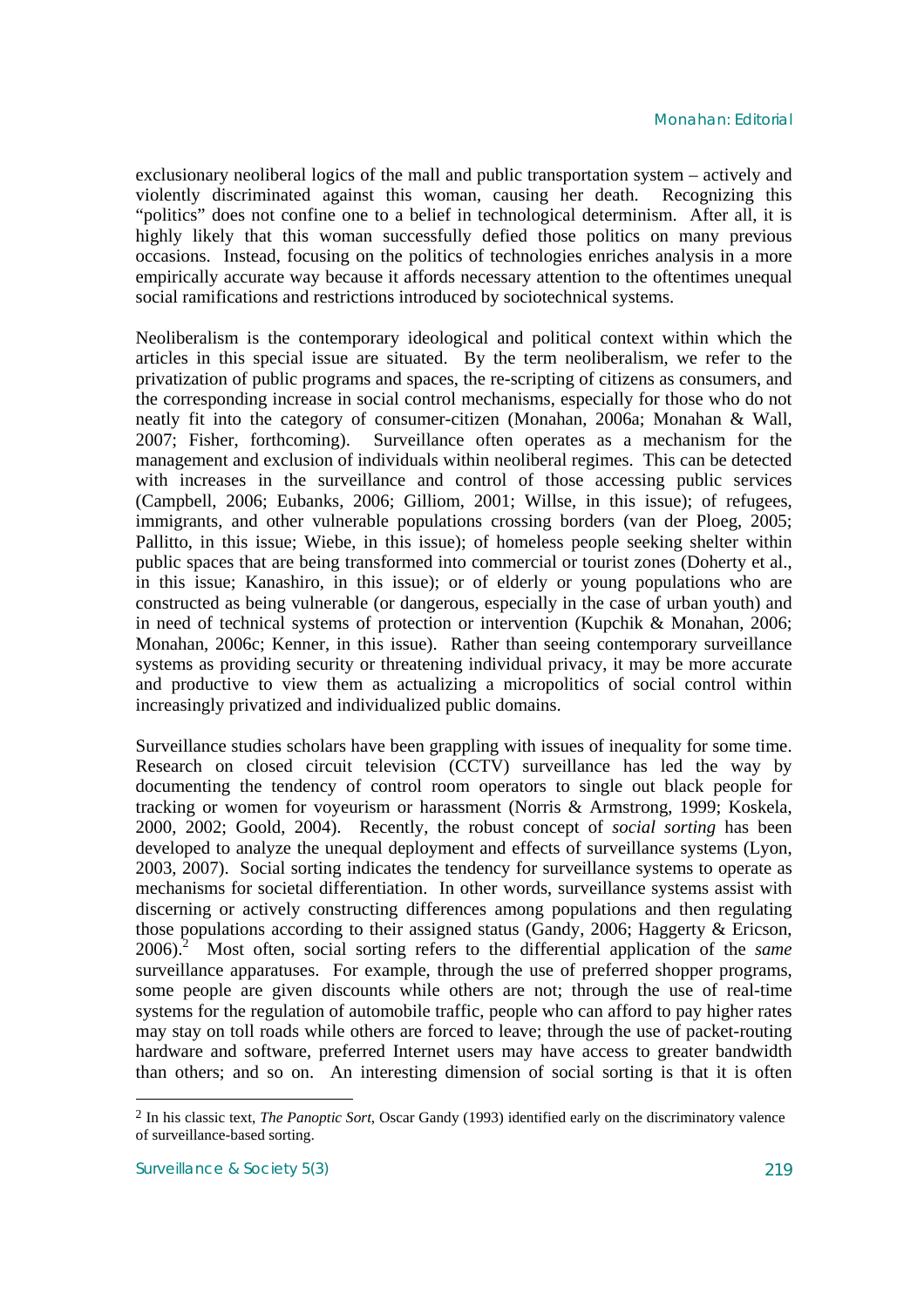exclusionary neoliberal logics of the mall and public transportation system – actively and violently discriminated against this woman, causing her death. Recognizing this "politics" does not confine one to a belief in technological determinism. After all, it is highly likely that this woman successfully defied those politics on many previous occasions. Instead, focusing on the politics of technologies enriches analysis in a more empirically accurate way because it affords necessary attention to the oftentimes unequal social ramifications and restrictions introduced by sociotechnical systems.

Neoliberalism is the contemporary ideological and political context within which the articles in this special issue are situated. By the term neoliberalism, we refer to the privatization of public programs and spaces, the re-scripting of citizens as consumers, and the corresponding increase in social control mechanisms, especially for those who do not neatly fit into the category of consumer-citizen (Monahan, 2006a; Monahan & Wall, 2007; Fisher, forthcoming). Surveillance often operates as a mechanism for the management and exclusion of individuals within neoliberal regimes. This can be detected with increases in the surveillance and control of those accessing public services (Campbell, 2006; Eubanks, 2006; Gilliom, 2001; Willse, in this issue); of refugees, immigrants, and other vulnerable populations crossing borders (van der Ploeg, 2005; Pallitto, in this issue; Wiebe, in this issue); of homeless people seeking shelter within public spaces that are being transformed into commercial or tourist zones (Doherty et al., in this issue; Kanashiro, in this issue); or of elderly or young populations who are constructed as being vulnerable (or dangerous, especially in the case of urban youth) and in need of technical systems of protection or intervention (Kupchik & Monahan, 2006; Monahan, 2006c; Kenner, in this issue). Rather than seeing contemporary surveillance systems as providing security or threatening individual privacy, it may be more accurate and productive to view them as actualizing a micropolitics of social control within increasingly privatized and individualized public domains.

Surveillance studies scholars have been grappling with issues of inequality for some time. Research on closed circuit television (CCTV) surveillance has led the way by documenting the tendency of control room operators to single out black people for tracking or women for voyeurism or harassment (Norris & Armstrong, 1999; Koskela, 2000, 2002; Goold, 2004). Recently, the robust concept of *social sorting* has been developed to analyze the unequal deployment and effects of surveillance systems (Lyon, 2003, 2007). Social sorting indicates the tendency for surveillance systems to operate as mechanisms for societal differentiation. In other words, surveillance systems assist with discerning or actively constructing differences among populations and then regulating those populations according to their assigned status (Gandy, 2006; Haggerty & Ericson, 2006).[2] Most often, social sorting refers to the differential application of the *same* surveillance apparatuses. For example, through the use of preferred shopper programs, some people are given discounts while others are not; through the use of real-time systems for the regulation of automobile traffic, people who can afford to pay higher rates may stay on toll roads while others are forced to leave; through the use of packet-routing hardware and software, preferred Internet users may have access to greater bandwidth than others; and so on. An interesting dimension of social sorting is that it is often

[2] In his classic text, *The Panoptic Sort*, Oscar Gandy (1993) identified early on the discriminatory valence of surveillance-based sorting.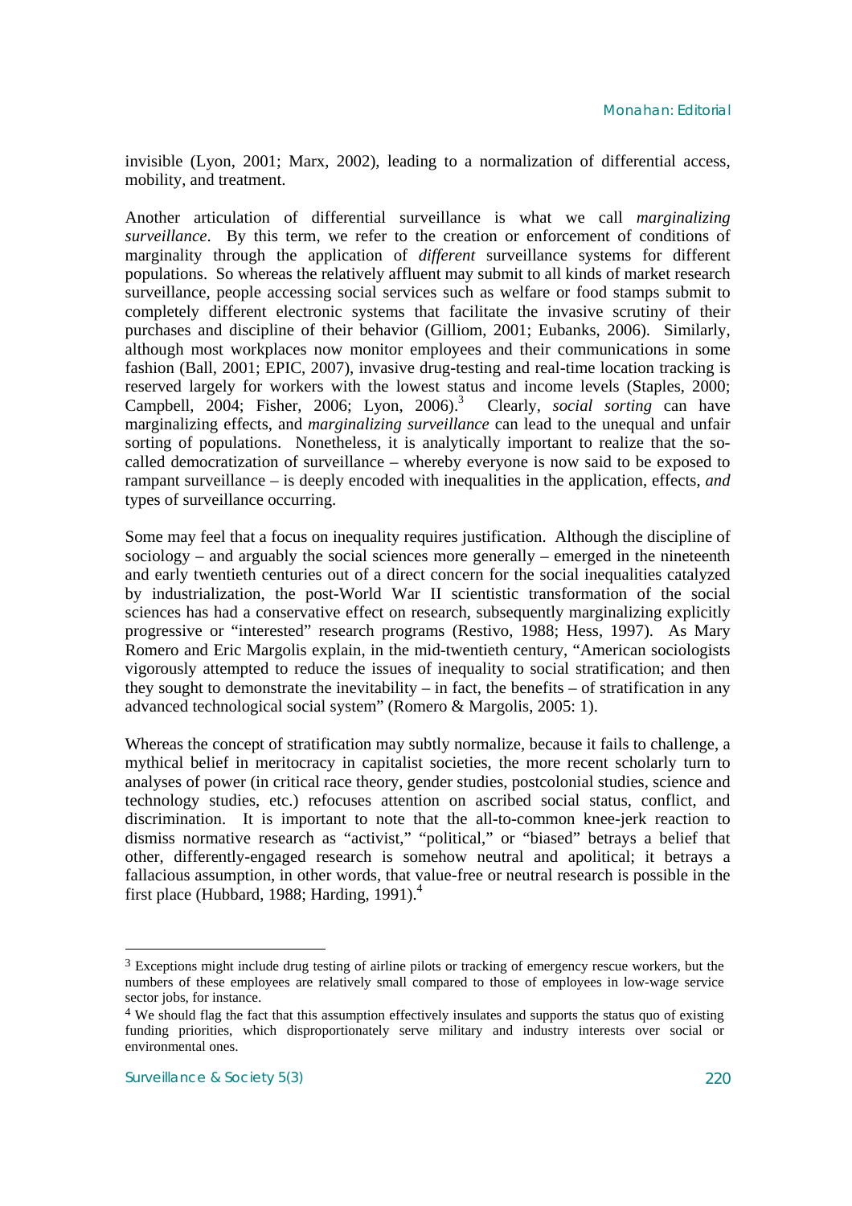invisible (Lyon, 2001; Marx, 2002), leading to a normalization of differential access, mobility, and treatment.

Another articulation of differential surveillance is what we call *marginalizing surveillance*. By this term, we refer to the creation or enforcement of conditions of marginality through the application of *different* surveillance systems for different populations. So whereas the relatively affluent may submit to all kinds of market research surveillance, people accessing social services such as welfare or food stamps submit to completely different electronic systems that facilitate the invasive scrutiny of their purchases and discipline of their behavior (Gilliom, 2001; Eubanks, 2006). Similarly, although most workplaces now monitor employees and their communications in some fashion (Ball, 2001; EPIC, 2007), invasive drug-testing and real-time location tracking is reserved largely for workers with the lowest status and income levels (Staples, 2000; Campbell, 2004; Fisher, 2006; Lyon, 2006).[3] Clearly, *social sorting* can have marginalizing effects, and *marginalizing surveillance* can lead to the unequal and unfair sorting of populations. Nonetheless, it is analytically important to realize that the so-called democratization of surveillance – whereby everyone is now said to be exposed to rampant surveillance – is deeply encoded with inequalities in the application, effects, *and* types of surveillance occurring.

Some may feel that a focus on inequality requires justification. Although the discipline of sociology – and arguably the social sciences more generally – emerged in the nineteenth and early twentieth centuries out of a direct concern for the social inequalities catalyzed by industrialization, the post-World War II scientistic transformation of the social sciences has had a conservative effect on research, subsequently marginalizing explicitly progressive or "interested" research programs (Restivo, 1988; Hess, 1997). As Mary Romero and Eric Margolis explain, in the mid-twentieth century, "American sociologists vigorously attempted to reduce the issues of inequality to social stratification; and then they sought to demonstrate the inevitability – in fact, the benefits – of stratification in any advanced technological social system" (Romero & Margolis, 2005: 1).

Whereas the concept of stratification may subtly normalize, because it fails to challenge, a mythical belief in meritocracy in capitalist societies, the more recent scholarly turn to analyses of power (in critical race theory, gender studies, postcolonial studies, science and technology studies, etc.) refocuses attention on ascribed social status, conflict, and discrimination. It is important to note that the all-to-common knee-jerk reaction to dismiss normative research as "activist," "political," or "biased" betrays a belief that other, differently-engaged research is somehow neutral and apolitical; it betrays a fallacious assumption, in other words, that value-free or neutral research is possible in the first place (Hubbard, 1988; Harding, 1991).[4]

---

[3] Exceptions might include drug testing of airline pilots or tracking of emergency rescue workers, but the numbers of these employees are relatively small compared to those of employees in low-wage service sector jobs, for instance.

[4] We should flag the fact that this assumption effectively insulates and supports the status quo of existing funding priorities, which disproportionately serve military and industry interests over social or environmental ones.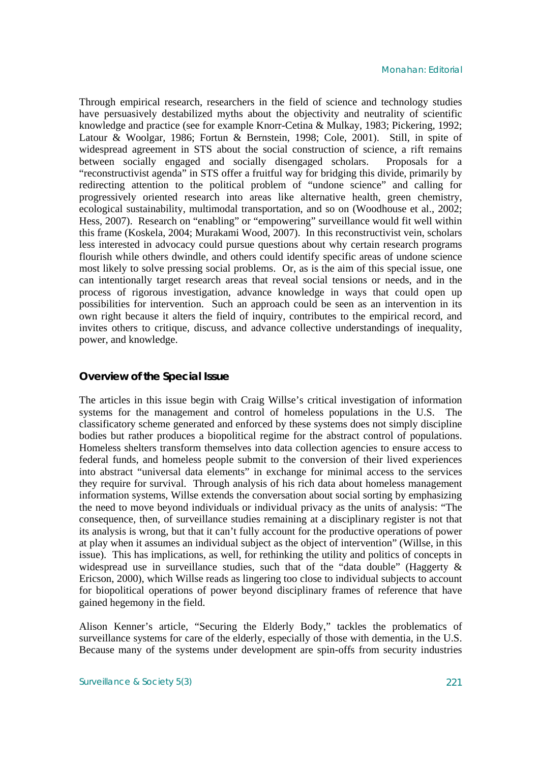Through empirical research, researchers in the field of science and technology studies have persuasively destabilized myths about the objectivity and neutrality of scientific knowledge and practice (see for example Knorr-Cetina & Mulkay, 1983; Pickering, 1992; Latour & Woolgar, 1986; Fortun & Bernstein, 1998; Cole, 2001). Still, in spite of widespread agreement in STS about the social construction of science, a rift remains between socially engaged and socially disengaged scholars. Proposals for a "reconstructivist agenda" in STS offer a fruitful way for bridging this divide, primarily by redirecting attention to the political problem of "undone science" and calling for progressively oriented research into areas like alternative health, green chemistry, ecological sustainability, multimodal transportation, and so on (Woodhouse et al., 2002; Hess, 2007). Research on "enabling" or "empowering" surveillance would fit well within this frame (Koskela, 2004; Murakami Wood, 2007). In this reconstructivist vein, scholars less interested in advocacy could pursue questions about why certain research programs flourish while others dwindle, and others could identify specific areas of undone science most likely to solve pressing social problems. Or, as is the aim of this special issue, one can intentionally target research areas that reveal social tensions or needs, and in the process of rigorous investigation, advance knowledge in ways that could open up possibilities for intervention. Such an approach could be seen as an intervention in its own right because it alters the field of inquiry, contributes to the empirical record, and invites others to critique, discuss, and advance collective understandings of inequality, power, and knowledge.

## Overview of the Special Issue

The articles in this issue begin with Craig Willse's critical investigation of information systems for the management and control of homeless populations in the U.S. The classificatory scheme generated and enforced by these systems does not simply discipline bodies but rather produces a biopolitical regime for the abstract control of populations. Homeless shelters transform themselves into data collection agencies to ensure access to federal funds, and homeless people submit to the conversion of their lived experiences into abstract "universal data elements" in exchange for minimal access to the services they require for survival. Through analysis of his rich data about homeless management information systems, Willse extends the conversation about social sorting by emphasizing the need to move beyond individuals or individual privacy as the units of analysis: "The consequence, then, of surveillance studies remaining at a disciplinary register is not that its analysis is wrong, but that it can't fully account for the productive operations of power at play when it assumes an individual subject as the object of intervention" (Willse, in this issue). This has implications, as well, for rethinking the utility and politics of concepts in widespread use in surveillance studies, such that of the "data double" (Haggerty & Ericson, 2000), which Willse reads as lingering too close to individual subjects to account for biopolitical operations of power beyond disciplinary frames of reference that have gained hegemony in the field.

Alison Kenner's article, "Securing the Elderly Body," tackles the problematics of surveillance systems for care of the elderly, especially of those with dementia, in the U.S. Because many of the systems under development are spin-offs from security industries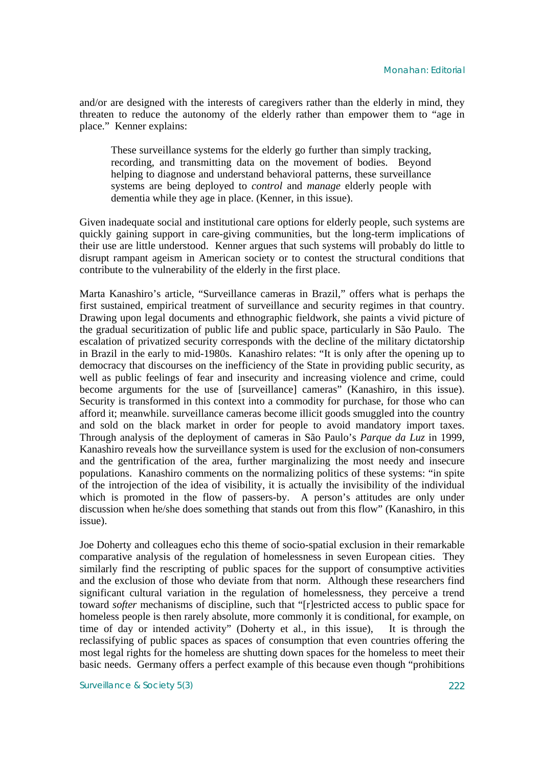and/or are designed with the interests of caregivers rather than the elderly in mind, they threaten to reduce the autonomy of the elderly rather than empower them to "age in place." Kenner explains:

> These surveillance systems for the elderly go further than simply tracking, recording, and transmitting data on the movement of bodies. Beyond helping to diagnose and understand behavioral patterns, these surveillance systems are being deployed to *control* and *manage* elderly people with dementia while they age in place. (Kenner, in this issue).

Given inadequate social and institutional care options for elderly people, such systems are quickly gaining support in care-giving communities, but the long-term implications of their use are little understood. Kenner argues that such systems will probably do little to disrupt rampant ageism in American society or to contest the structural conditions that contribute to the vulnerability of the elderly in the first place.

Marta Kanashiro's article, "Surveillance cameras in Brazil," offers what is perhaps the first sustained, empirical treatment of surveillance and security regimes in that country. Drawing upon legal documents and ethnographic fieldwork, she paints a vivid picture of the gradual securitization of public life and public space, particularly in São Paulo. The escalation of privatized security corresponds with the decline of the military dictatorship in Brazil in the early to mid-1980s. Kanashiro relates: "It is only after the opening up to democracy that discourses on the inefficiency of the State in providing public security, as well as public feelings of fear and insecurity and increasing violence and crime, could become arguments for the use of [surveillance] cameras" (Kanashiro, in this issue). Security is transformed in this context into a commodity for purchase, for those who can afford it; meanwhile. surveillance cameras become illicit goods smuggled into the country and sold on the black market in order for people to avoid mandatory import taxes. Through analysis of the deployment of cameras in São Paulo's *Parque da Luz* in 1999, Kanashiro reveals how the surveillance system is used for the exclusion of non-consumers and the gentrification of the area, further marginalizing the most needy and insecure populations. Kanashiro comments on the normalizing politics of these systems: "in spite of the introjection of the idea of visibility, it is actually the invisibility of the individual which is promoted in the flow of passers-by. A person's attitudes are only under discussion when he/she does something that stands out from this flow" (Kanashiro, in this issue).

Joe Doherty and colleagues echo this theme of socio-spatial exclusion in their remarkable comparative analysis of the regulation of homelessness in seven European cities. They similarly find the rescripting of public spaces for the support of consumptive activities and the exclusion of those who deviate from that norm. Although these researchers find significant cultural variation in the regulation of homelessness, they perceive a trend toward *softer* mechanisms of discipline, such that "[r]estricted access to public space for homeless people is then rarely absolute, more commonly it is conditional, for example, on time of day or intended activity" (Doherty et al., in this issue), It is through the reclassifying of public spaces as spaces of consumption that even countries offering the most legal rights for the homeless are shutting down spaces for the homeless to meet their basic needs. Germany offers a perfect example of this because even though "prohibitions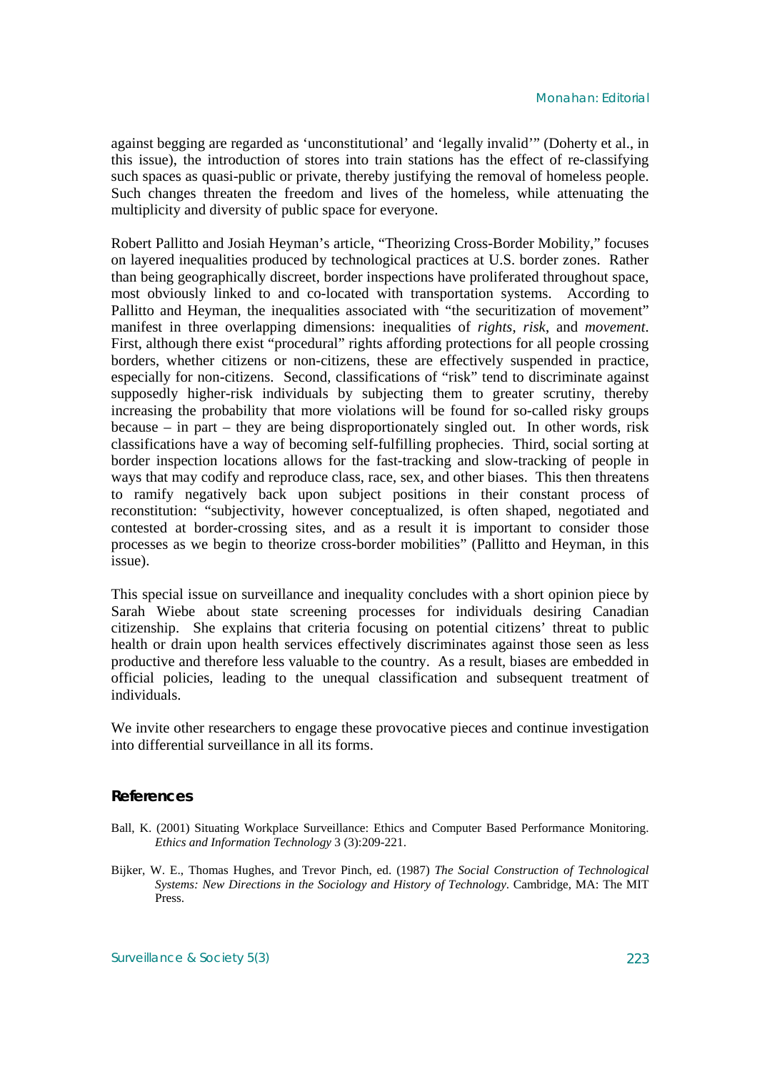against begging are regarded as 'unconstitutional' and 'legally invalid'" (Doherty et al., in this issue), the introduction of stores into train stations has the effect of re-classifying such spaces as quasi-public or private, thereby justifying the removal of homeless people. Such changes threaten the freedom and lives of the homeless, while attenuating the multiplicity and diversity of public space for everyone.

Robert Pallitto and Josiah Heyman's article, "Theorizing Cross-Border Mobility," focuses on layered inequalities produced by technological practices at U.S. border zones. Rather than being geographically discreet, border inspections have proliferated throughout space, most obviously linked to and co-located with transportation systems. According to Pallitto and Heyman, the inequalities associated with "the securitization of movement" manifest in three overlapping dimensions: inequalities of *rights*, *risk*, and *movement*. First, although there exist "procedural" rights affording protections for all people crossing borders, whether citizens or non-citizens, these are effectively suspended in practice, especially for non-citizens. Second, classifications of "risk" tend to discriminate against supposedly higher-risk individuals by subjecting them to greater scrutiny, thereby increasing the probability that more violations will be found for so-called risky groups because – in part – they are being disproportionately singled out. In other words, risk classifications have a way of becoming self-fulfilling prophecies. Third, social sorting at border inspection locations allows for the fast-tracking and slow-tracking of people in ways that may codify and reproduce class, race, sex, and other biases. This then threatens to ramify negatively back upon subject positions in their constant process of reconstitution: "subjectivity, however conceptualized, is often shaped, negotiated and contested at border-crossing sites, and as a result it is important to consider those processes as we begin to theorize cross-border mobilities" (Pallitto and Heyman, in this issue).

This special issue on surveillance and inequality concludes with a short opinion piece by Sarah Wiebe about state screening processes for individuals desiring Canadian citizenship. She explains that criteria focusing on potential citizens' threat to public health or drain upon health services effectively discriminates against those seen as less productive and therefore less valuable to the country. As a result, biases are embedded in official policies, leading to the unequal classification and subsequent treatment of individuals.

We invite other researchers to engage these provocative pieces and continue investigation into differential surveillance in all its forms.

## References

Ball, K. (2001) Situating Workplace Surveillance: Ethics and Computer Based Performance Monitoring. *Ethics and Information Technology* 3 (3):209-221.

Bijker, W. E., Thomas Hughes, and Trevor Pinch, ed. (1987) *The Social Construction of Technological Systems: New Directions in the Sociology and History of Technology*. Cambridge, MA: The MIT Press.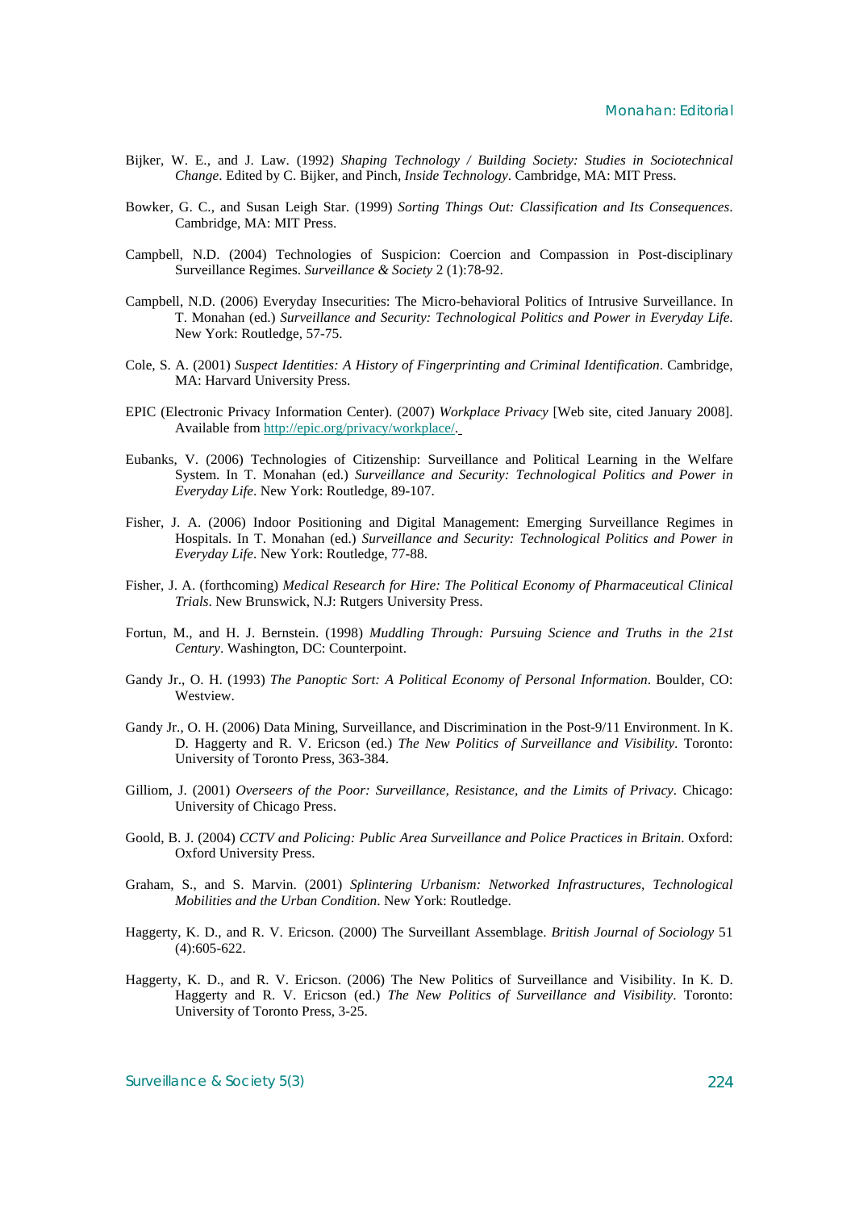Bijker, W. E., and J. Law. (1992) *Shaping Technology / Building Society: Studies in Sociotechnical Change*. Edited by C. Bijker, and Pinch, *Inside Technology*. Cambridge, MA: MIT Press.

Bowker, G. C., and Susan Leigh Star. (1999) *Sorting Things Out: Classification and Its Consequences*. Cambridge, MA: MIT Press.

Campbell, N.D. (2004) Technologies of Suspicion: Coercion and Compassion in Post-disciplinary Surveillance Regimes. *Surveillance & Society* 2 (1):78-92.

Campbell, N.D. (2006) Everyday Insecurities: The Micro-behavioral Politics of Intrusive Surveillance. In T. Monahan (ed.) *Surveillance and Security: Technological Politics and Power in Everyday Life*. New York: Routledge, 57-75.

Cole, S. A. (2001) *Suspect Identities: A History of Fingerprinting and Criminal Identification*. Cambridge, MA: Harvard University Press.

EPIC (Electronic Privacy Information Center). (2007) *Workplace Privacy* [Web site, cited January 2008]. Available from http://epic.org/privacy/workplace/.

Eubanks, V. (2006) Technologies of Citizenship: Surveillance and Political Learning in the Welfare System. In T. Monahan (ed.) *Surveillance and Security: Technological Politics and Power in Everyday Life*. New York: Routledge, 89-107.

Fisher, J. A. (2006) Indoor Positioning and Digital Management: Emerging Surveillance Regimes in Hospitals. In T. Monahan (ed.) *Surveillance and Security: Technological Politics and Power in Everyday Life*. New York: Routledge, 77-88.

Fisher, J. A. (forthcoming) *Medical Research for Hire: The Political Economy of Pharmaceutical Clinical Trials*. New Brunswick, N.J: Rutgers University Press.

Fortun, M., and H. J. Bernstein. (1998) *Muddling Through: Pursuing Science and Truths in the 21st Century*. Washington, DC: Counterpoint.

Gandy Jr., O. H. (1993) *The Panoptic Sort: A Political Economy of Personal Information*. Boulder, CO: Westview.

Gandy Jr., O. H. (2006) Data Mining, Surveillance, and Discrimination in the Post-9/11 Environment. In K. D. Haggerty and R. V. Ericson (ed.) *The New Politics of Surveillance and Visibility*. Toronto: University of Toronto Press, 363-384.

Gilliom, J. (2001) *Overseers of the Poor: Surveillance, Resistance, and the Limits of Privacy*. Chicago: University of Chicago Press.

Goold, B. J. (2004) *CCTV and Policing: Public Area Surveillance and Police Practices in Britain*. Oxford: Oxford University Press.

Graham, S., and S. Marvin. (2001) *Splintering Urbanism: Networked Infrastructures, Technological Mobilities and the Urban Condition*. New York: Routledge.

Haggerty, K. D., and R. V. Ericson. (2000) The Surveillant Assemblage. *British Journal of Sociology* 51 (4):605-622.

Haggerty, K. D., and R. V. Ericson. (2006) The New Politics of Surveillance and Visibility. In K. D. Haggerty and R. V. Ericson (ed.) *The New Politics of Surveillance and Visibility*. Toronto: University of Toronto Press, 3-25.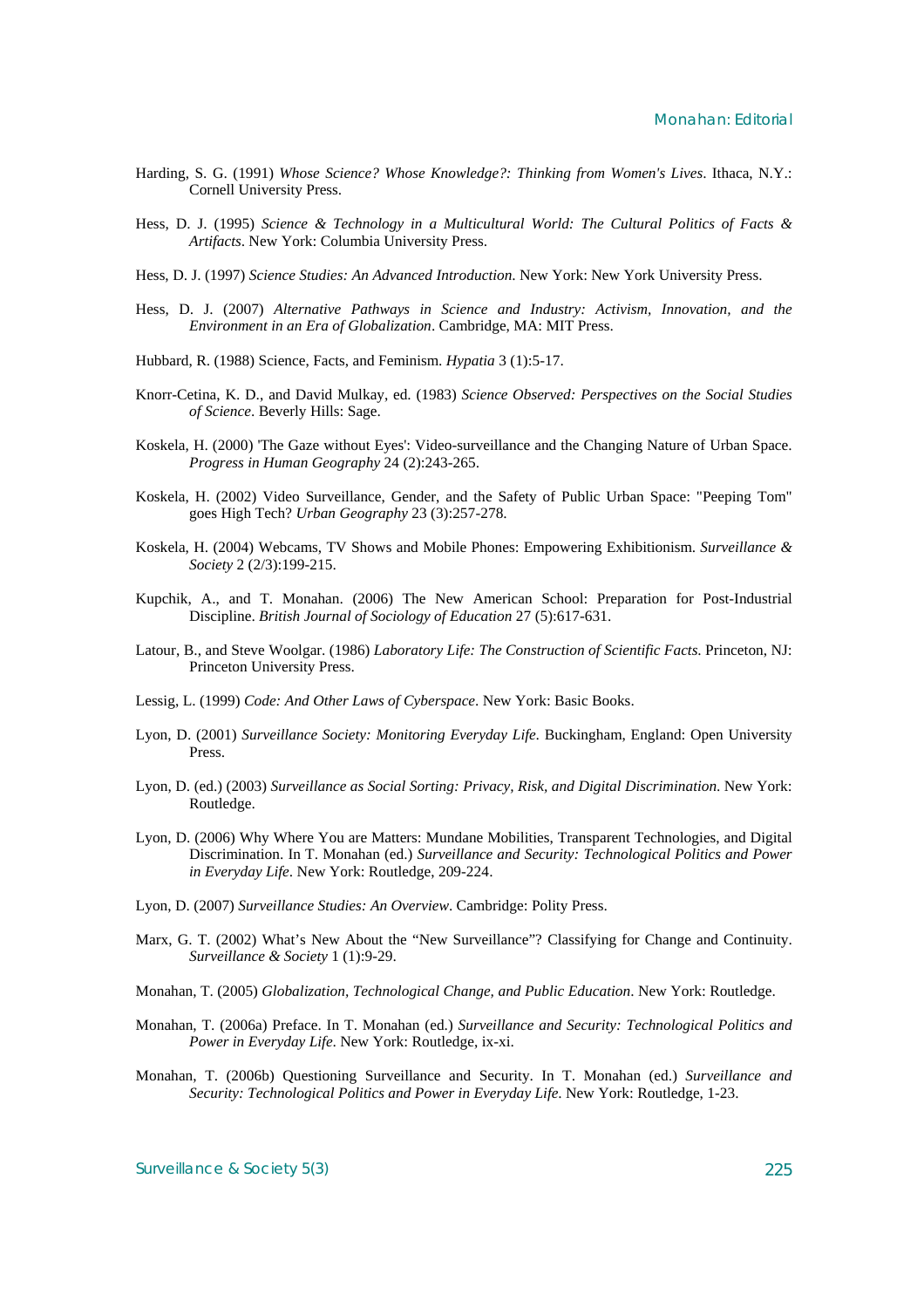Harding, S. G. (1991) *Whose Science? Whose Knowledge?: Thinking from Women's Lives*. Ithaca, N.Y.: Cornell University Press.

Hess, D. J. (1995) *Science & Technology in a Multicultural World: The Cultural Politics of Facts & Artifacts*. New York: Columbia University Press.

Hess, D. J. (1997) *Science Studies: An Advanced Introduction*. New York: New York University Press.

Hess, D. J. (2007) *Alternative Pathways in Science and Industry: Activism, Innovation, and the Environment in an Era of Globalization*. Cambridge, MA: MIT Press.

Hubbard, R. (1988) Science, Facts, and Feminism. *Hypatia* 3 (1):5-17.

Knorr-Cetina, K. D., and David Mulkay, ed. (1983) *Science Observed: Perspectives on the Social Studies of Science*. Beverly Hills: Sage.

Koskela, H. (2000) 'The Gaze without Eyes': Video-surveillance and the Changing Nature of Urban Space. *Progress in Human Geography* 24 (2):243-265.

Koskela, H. (2002) Video Surveillance, Gender, and the Safety of Public Urban Space: "Peeping Tom" goes High Tech? *Urban Geography* 23 (3):257-278.

Koskela, H. (2004) Webcams, TV Shows and Mobile Phones: Empowering Exhibitionism. *Surveillance & Society* 2 (2/3):199-215.

Kupchik, A., and T. Monahan. (2006) The New American School: Preparation for Post-Industrial Discipline. *British Journal of Sociology of Education* 27 (5):617-631.

Latour, B., and Steve Woolgar. (1986) *Laboratory Life: The Construction of Scientific Facts*. Princeton, NJ: Princeton University Press.

Lessig, L. (1999) *Code: And Other Laws of Cyberspace*. New York: Basic Books.

Lyon, D. (2001) *Surveillance Society: Monitoring Everyday Life*. Buckingham, England: Open University Press.

Lyon, D. (ed.) (2003) *Surveillance as Social Sorting: Privacy, Risk, and Digital Discrimination*. New York: Routledge.

Lyon, D. (2006) Why Where You are Matters: Mundane Mobilities, Transparent Technologies, and Digital Discrimination. In T. Monahan (ed.) *Surveillance and Security: Technological Politics and Power in Everyday Life*. New York: Routledge, 209-224.

Lyon, D. (2007) *Surveillance Studies: An Overview*. Cambridge: Polity Press.

Marx, G. T. (2002) What's New About the "New Surveillance"? Classifying for Change and Continuity. *Surveillance & Society* 1 (1):9-29.

Monahan, T. (2005) *Globalization, Technological Change, and Public Education*. New York: Routledge.

Monahan, T. (2006a) Preface. In T. Monahan (ed.) *Surveillance and Security: Technological Politics and Power in Everyday Life*. New York: Routledge, ix-xi.

Monahan, T. (2006b) Questioning Surveillance and Security. In T. Monahan (ed.) *Surveillance and Security: Technological Politics and Power in Everyday Life*. New York: Routledge, 1-23.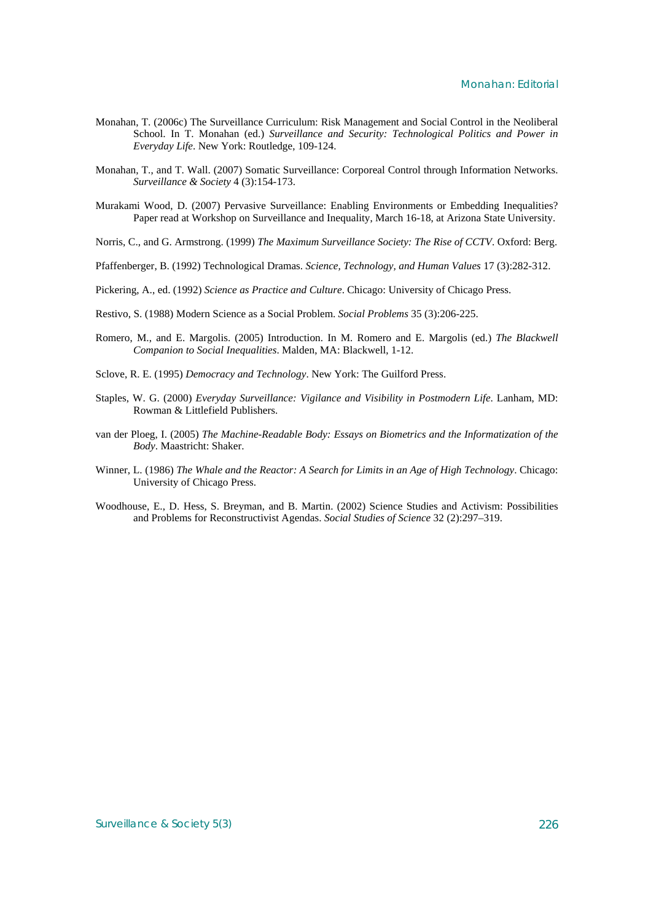Monahan, T. (2006c) The Surveillance Curriculum: Risk Management and Social Control in the Neoliberal School. In T. Monahan (ed.) *Surveillance and Security: Technological Politics and Power in Everyday Life*. New York: Routledge, 109-124.

Monahan, T., and T. Wall. (2007) Somatic Surveillance: Corporeal Control through Information Networks. *Surveillance & Society* 4 (3):154-173.

Murakami Wood, D. (2007) Pervasive Surveillance: Enabling Environments or Embedding Inequalities? Paper read at Workshop on Surveillance and Inequality, March 16-18, at Arizona State University.

Norris, C., and G. Armstrong. (1999) *The Maximum Surveillance Society: The Rise of CCTV*. Oxford: Berg.

Pfaffenberger, B. (1992) Technological Dramas. *Science, Technology, and Human Values* 17 (3):282-312.

Pickering, A., ed. (1992) *Science as Practice and Culture*. Chicago: University of Chicago Press.

Restivo, S. (1988) Modern Science as a Social Problem. *Social Problems* 35 (3):206-225.

Romero, M., and E. Margolis. (2005) Introduction. In M. Romero and E. Margolis (ed.) *The Blackwell Companion to Social Inequalities*. Malden, MA: Blackwell, 1-12.

Sclove, R. E. (1995) *Democracy and Technology*. New York: The Guilford Press.

Staples, W. G. (2000) *Everyday Surveillance: Vigilance and Visibility in Postmodern Life*. Lanham, MD: Rowman & Littlefield Publishers.

van der Ploeg, I. (2005) *The Machine-Readable Body: Essays on Biometrics and the Informatization of the Body*. Maastricht: Shaker.

Winner, L. (1986) *The Whale and the Reactor: A Search for Limits in an Age of High Technology*. Chicago: University of Chicago Press.

Woodhouse, E., D. Hess, S. Breyman, and B. Martin. (2002) Science Studies and Activism: Possibilities and Problems for Reconstructivist Agendas. *Social Studies of Science* 32 (2):297–319.